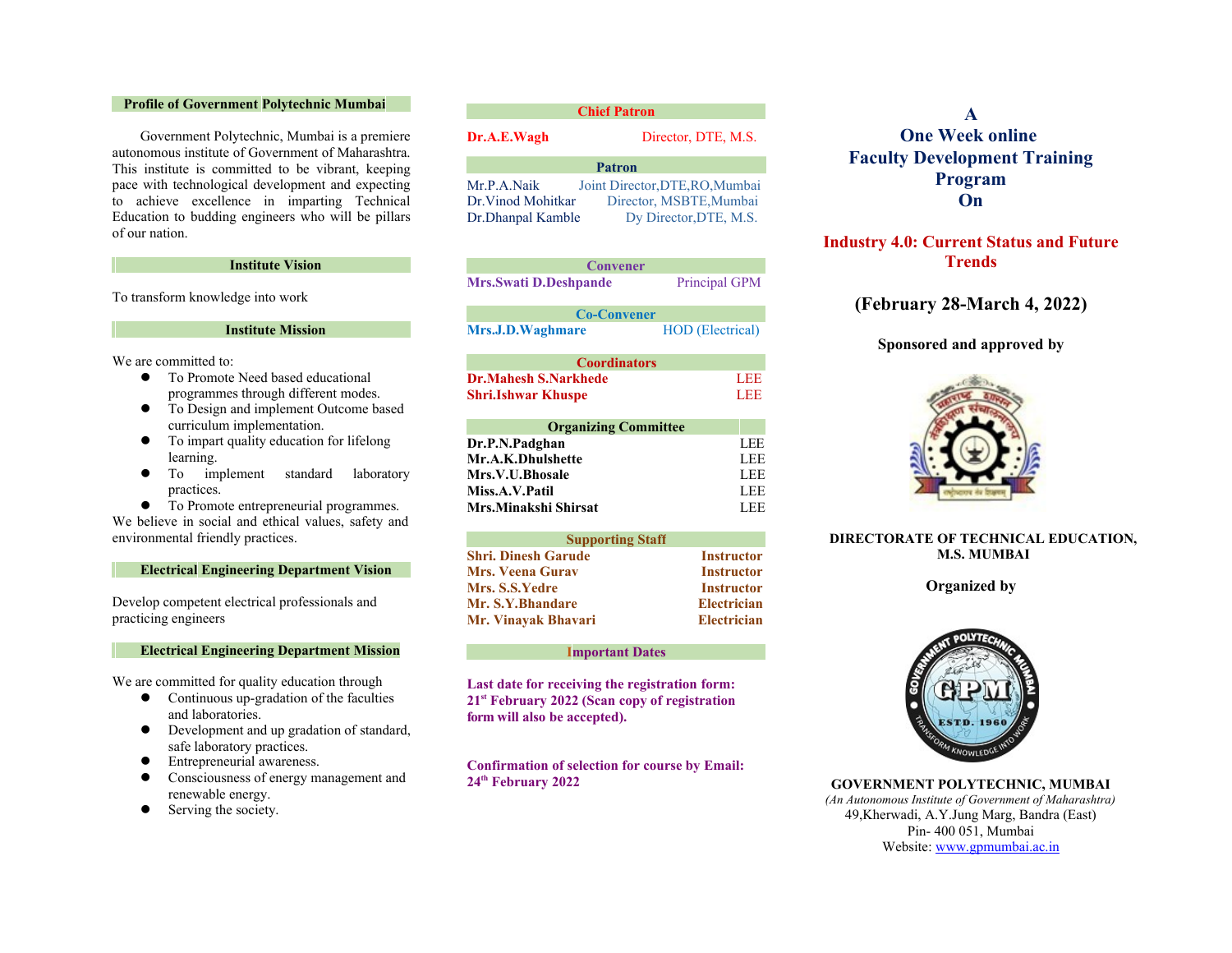## Profile of Government Polytechnic Mumbai

Government Polytechnic, Mumbai is a premiere autonomous institute of Government of Maharashtra. This institute is committed to be vibrant, keeping pace with technological development and expecting to achieve excellence in imparting Technical Education to budding engineers who will be pillars of our nation.

## Institute Vision

To transform knowledge into work

## Institute Mission

We are committed to:

- To Promote Need based educational programmes through different modes.
- To Design and implement Outcome based curriculum implementation.
- To impart quality education for lifelong learning.
- To implement standard laboratory practices.
- To Promote entrepreneurial programmes.

We believe in social and ethical values, safety and environmental friendly practices.

## Electrical Engineering Department Vision

Develop competent electrical professionals and practicing engineers

## Electrical Engineering Department Mission

We are committed for quality education through

- Continuous up-gradation of the faculties and laboratories.
- Development and up gradation of standard, safe laboratory practices.
- Entrepreneurial awareness.
- Consciousness of energy management and renewable energy.
- Serving the society.

## Chief Patron

**Dr.A.E.Wagh** — Director, DTE, M.S.

## Patron

Mr.P.A.Naik — Joint Director,DTE,RO,Mumbai
Dr.Vinod Mohitkar — Director, MSBTE,Mumbai
Dr.Dhanpal Kamble — Dy Director,DTE, M.S.

## Convener

**Mrs.Swati D.Deshpande** — Principal GPM

## Co-Convener

**Mrs.J.D.Waghmare** — HOD (Electrical)

## Coordinators

| Name | |
|---|---|
| **Dr.Mahesh S.Narkhede** | LEE |
| **Shri.Ishwar Khuspe** | LEE |

## Organizing Committee

| Name | |
|---|---|
| **Dr.P.N.Padghan** | LEE |
| **Mr.A.K.Dhulshette** | LEE |
| **Mrs.V.U.Bhosale** | LEE |
| **Miss.A.V.Patil** | LEE |
| **Mrs.Minakshi Shirsat** | LEE |

## Supporting Staff

| Name | |
|---|---|
| **Shri. Dinesh Garude** | **Instructor** |
| **Mrs. Veena Gurav** | **Instructor** |
| **Mrs. S.S.Yedre** | **Instructor** |
| **Mr. S.Y.Bhandare** | **Electrician** |
| **Mr. Vinayak Bhavari** | **Electrician** |

## Important Dates

**Last date for receiving the registration form: 21st February 2022 (Scan copy of registration form will also be accepted).**

**Confirmation of selection for course by Email: 24th February 2022**

# A One Week online Faculty Development Training Program On

# Industry 4.0: Current Status and Future Trends

## (February 28-March 4, 2022)

**Sponsored and approved by**

**DIRECTORATE OF TECHNICAL EDUCATION, M.S. MUMBAI**

**Organized by**

**GOVERNMENT POLYTECHNIC, MUMBAI**

*(An Autonomous Institute of Government of Maharashtra)*

49,Kherwadi, A.Y.Jung Marg, Bandra (East)
Pin- 400 051, Mumbai
Website: www.gpmumbai.ac.in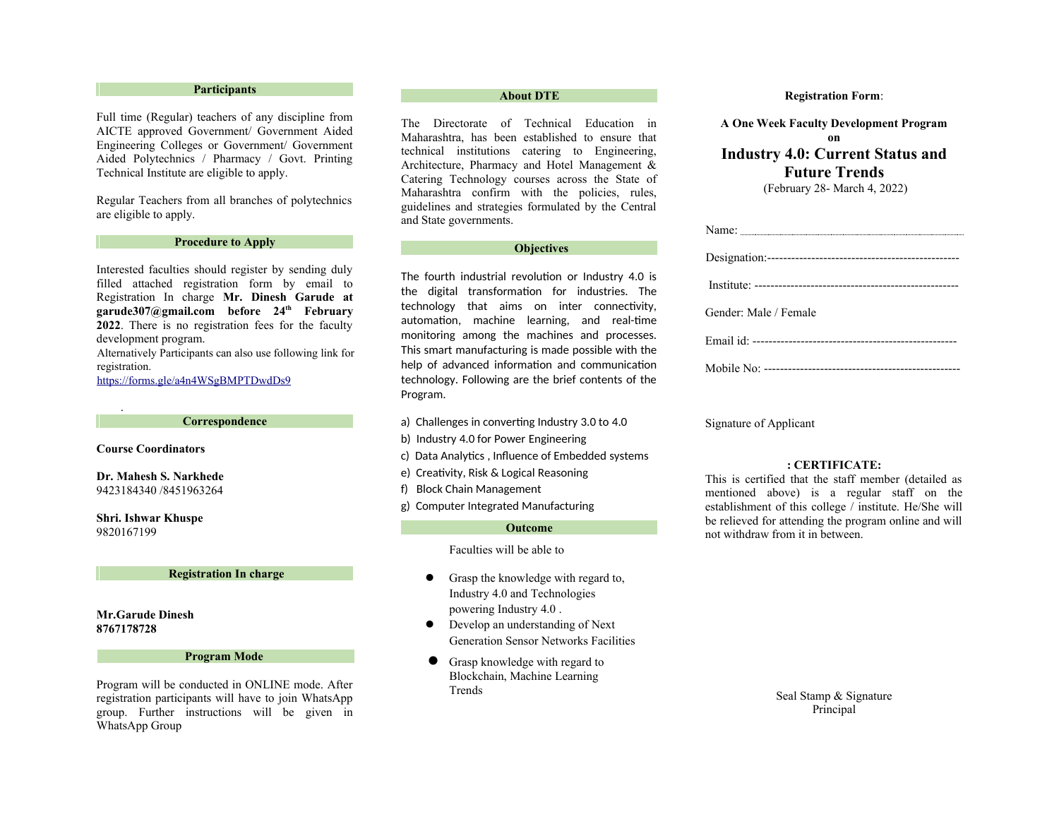## Participants

Full time (Regular) teachers of any discipline from AICTE approved Government/ Government Aided Engineering Colleges or Government/ Government Aided Polytechnics / Pharmacy / Govt. Printing Technical Institute are eligible to apply.

Regular Teachers from all branches of polytechnics are eligible to apply.

## Procedure to Apply

Interested faculties should register by sending duly filled attached registration form by email to Registration In charge **Mr. Dinesh Garude at garude307@gmail.com before 24th February 2022**. There is no registration fees for the faculty development program.

Alternatively Participants can also use following link for registration.

https://forms.gle/a4n4WSgBMPTDwdDs9

## Correspondence

**Course Coordinators**

**Dr. Mahesh S. Narkhede**
9423184340 /8451963264

**Shri. Ishwar Khuspe**
9820167199

## Registration In charge

**Mr.Garude Dinesh**
**8767178728**

## Program Mode

Program will be conducted in ONLINE mode. After registration participants will have to join WhatsApp group. Further instructions will be given in WhatsApp Group

## About DTE

The Directorate of Technical Education in Maharashtra, has been established to ensure that technical institutions catering to Engineering, Architecture, Pharmacy and Hotel Management & Catering Technology courses across the State of Maharashtra confirm with the policies, rules, guidelines and strategies formulated by the Central and State governments.

## Objectives

The fourth industrial revolution or Industry 4.0 is the digital transformation for industries. The technology that aims on inter connectivity, automation, machine learning, and real-time monitoring among the machines and processes. This smart manufacturing is made possible with the help of advanced information and communication technology. Following are the brief contents of the Program.

a) Challenges in converting Industry 3.0 to 4.0
b) Industry 4.0 for Power Engineering
c) Data Analytics , Influence of Embedded systems
e) Creativity, Risk & Logical Reasoning
f) Block Chain Management
g) Computer Integrated Manufacturing

## Outcome

Faculties will be able to

- Grasp the knowledge with regard to, Industry 4.0 and Technologies powering Industry 4.0 .
- Develop an understanding of Next Generation Sensor Networks Facilities
- Grasp knowledge with regard to Blockchain, Machine Learning Trends

**Registration Form**:

**A One Week Faculty Development Program**
**on**

# Industry 4.0: Current Status and Future Trends

(February 28- March 4, 2022)

Name: ..............................................................

Designation:------------------------------------------------

Institute: --------------------------------------------------

Gender: Male / Female

Email id: --------------------------------------------------

Mobile No: ------------------------------------------------

Signature of Applicant

**: CERTIFICATE:**

This is certified that the staff member (detailed as mentioned above) is a regular staff on the establishment of this college / institute. He/She will be relieved for attending the program online and will not withdraw from it in between.

Seal Stamp & Signature
Principal